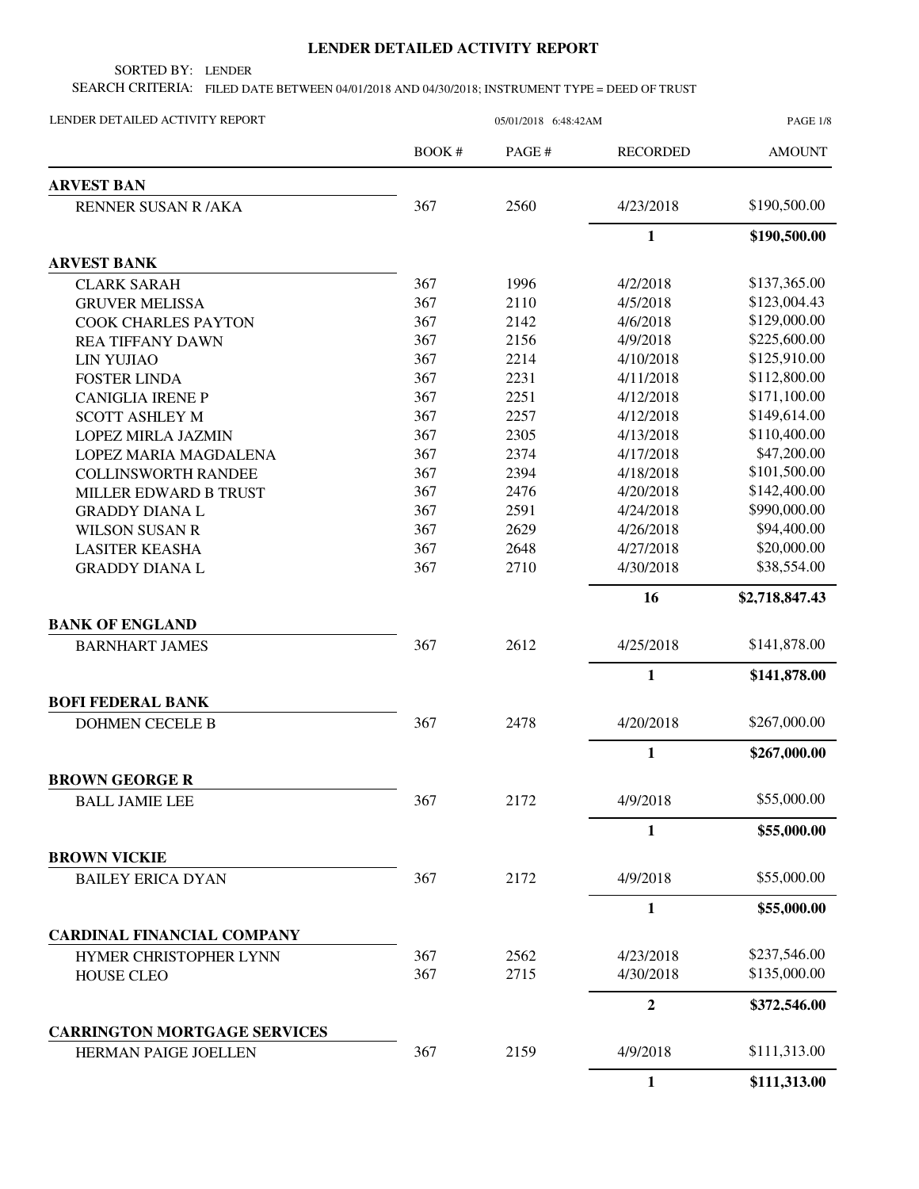# LENDER DETAILED ACTIVITY REPORT

SORTED BY: LENDER

SEARCH CRITERIA: FILED DATE BETWEEN 04/01/2018 AND 04/30/2018; INSTRUMENT TYPE = DEED OF TRUST

LENDER DETAILED ACTIVITY REPORT 05/01/2018 6:48:42AM

| | BOOK # | PAGE # | RECORDED | AMOUNT |
|---|---|---|---|---|
| **ARVEST BAN** | | | | |
| RENNER SUSAN R /AKA | 367 | 2560 | 4/23/2018 | $190,500.00 |
| | | | **1** | **$190,500.00** |
| **ARVEST BANK** | | | | |
| CLARK SARAH | 367 | 1996 | 4/2/2018 | $137,365.00 |
| GRUVER MELISSA | 367 | 2110 | 4/5/2018 | $123,004.43 |
| COOK CHARLES PAYTON | 367 | 2142 | 4/6/2018 | $129,000.00 |
| REA TIFFANY DAWN | 367 | 2156 | 4/9/2018 | $225,600.00 |
| LIN YUJIAO | 367 | 2214 | 4/10/2018 | $125,910.00 |
| FOSTER LINDA | 367 | 2231 | 4/11/2018 | $112,800.00 |
| CANIGLIA IRENE P | 367 | 2251 | 4/12/2018 | $171,100.00 |
| SCOTT ASHLEY M | 367 | 2257 | 4/12/2018 | $149,614.00 |
| LOPEZ MIRLA JAZMIN | 367 | 2305 | 4/13/2018 | $110,400.00 |
| LOPEZ MARIA MAGDALENA | 367 | 2374 | 4/17/2018 | $47,200.00 |
| COLLINSWORTH RANDEE | 367 | 2394 | 4/18/2018 | $101,500.00 |
| MILLER EDWARD B TRUST | 367 | 2476 | 4/20/2018 | $142,400.00 |
| GRADDY DIANA L | 367 | 2591 | 4/24/2018 | $990,000.00 |
| WILSON SUSAN R | 367 | 2629 | 4/26/2018 | $94,400.00 |
| LASITER KEASHA | 367 | 2648 | 4/27/2018 | $20,000.00 |
| GRADDY DIANA L | 367 | 2710 | 4/30/2018 | $38,554.00 |
| | | | **16** | **$2,718,847.43** |
| **BANK OF ENGLAND** | | | | |
| BARNHART JAMES | 367 | 2612 | 4/25/2018 | $141,878.00 |
| | | | **1** | **$141,878.00** |
| **BOFI FEDERAL BANK** | | | | |
| DOHMEN CECELE B | 367 | 2478 | 4/20/2018 | $267,000.00 |
| | | | **1** | **$267,000.00** |
| **BROWN GEORGE R** | | | | |
| BALL JAMIE LEE | 367 | 2172 | 4/9/2018 | $55,000.00 |
| | | | **1** | **$55,000.00** |
| **BROWN VICKIE** | | | | |
| BAILEY ERICA DYAN | 367 | 2172 | 4/9/2018 | $55,000.00 |
| | | | **1** | **$55,000.00** |
| **CARDINAL FINANCIAL COMPANY** | | | | |
| HYMER CHRISTOPHER LYNN | 367 | 2562 | 4/23/2018 | $237,546.00 |
| HOUSE CLEO | 367 | 2715 | 4/30/2018 | $135,000.00 |
| | | | **2** | **$372,546.00** |
| **CARRINGTON MORTGAGE SERVICES** | | | | |
| HERMAN PAIGE JOELLEN | 367 | 2159 | 4/9/2018 | $111,313.00 |
| | | | **1** | **$111,313.00** |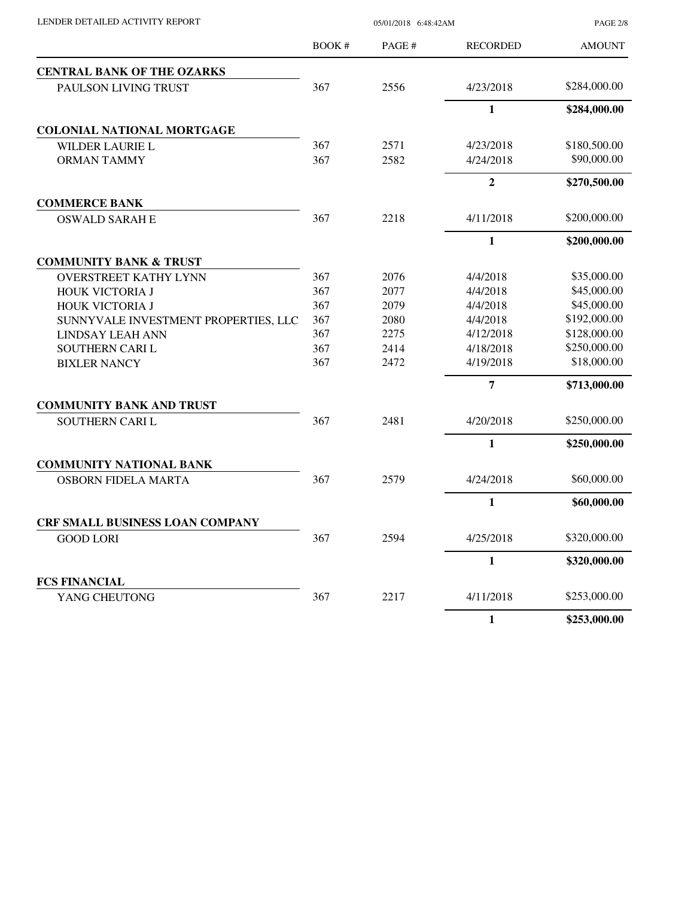| | BOOK # | PAGE # | RECORDED | AMOUNT |
|---|---|---|---|---|
| **CENTRAL BANK OF THE OZARKS** | | | | |
| PAULSON LIVING TRUST | 367 | 2556 | 4/23/2018 | $284,000.00 |
| | | | **1** | **$284,000.00** |
| **COLONIAL NATIONAL MORTGAGE** | | | | |
| WILDER LAURIE L | 367 | 2571 | 4/23/2018 | $180,500.00 |
| ORMAN TAMMY | 367 | 2582 | 4/24/2018 | $90,000.00 |
| | | | **2** | **$270,500.00** |
| **COMMERCE BANK** | | | | |
| OSWALD SARAH E | 367 | 2218 | 4/11/2018 | $200,000.00 |
| | | | **1** | **$200,000.00** |
| **COMMUNITY BANK & TRUST** | | | | |
| OVERSTREET KATHY LYNN | 367 | 2076 | 4/4/2018 | $35,000.00 |
| HOUK VICTORIA J | 367 | 2077 | 4/4/2018 | $45,000.00 |
| HOUK VICTORIA J | 367 | 2079 | 4/4/2018 | $45,000.00 |
| SUNNYVALE INVESTMENT PROPERTIES, LLC | 367 | 2080 | 4/4/2018 | $192,000.00 |
| LINDSAY LEAH ANN | 367 | 2275 | 4/12/2018 | $128,000.00 |
| SOUTHERN CARI L | 367 | 2414 | 4/18/2018 | $250,000.00 |
| BIXLER NANCY | 367 | 2472 | 4/19/2018 | $18,000.00 |
| | | | **7** | **$713,000.00** |
| **COMMUNITY BANK AND TRUST** | | | | |
| SOUTHERN CARI L | 367 | 2481 | 4/20/2018 | $250,000.00 |
| | | | **1** | **$250,000.00** |
| **COMMUNITY NATIONAL BANK** | | | | |
| OSBORN FIDELA MARTA | 367 | 2579 | 4/24/2018 | $60,000.00 |
| | | | **1** | **$60,000.00** |
| **CRF SMALL BUSINESS LOAN COMPANY** | | | | |
| GOOD LORI | 367 | 2594 | 4/25/2018 | $320,000.00 |
| | | | **1** | **$320,000.00** |
| **FCS FINANCIAL** | | | | |
| YANG CHEUTONG | 367 | 2217 | 4/11/2018 | $253,000.00 |
| | | | **1** | **$253,000.00** |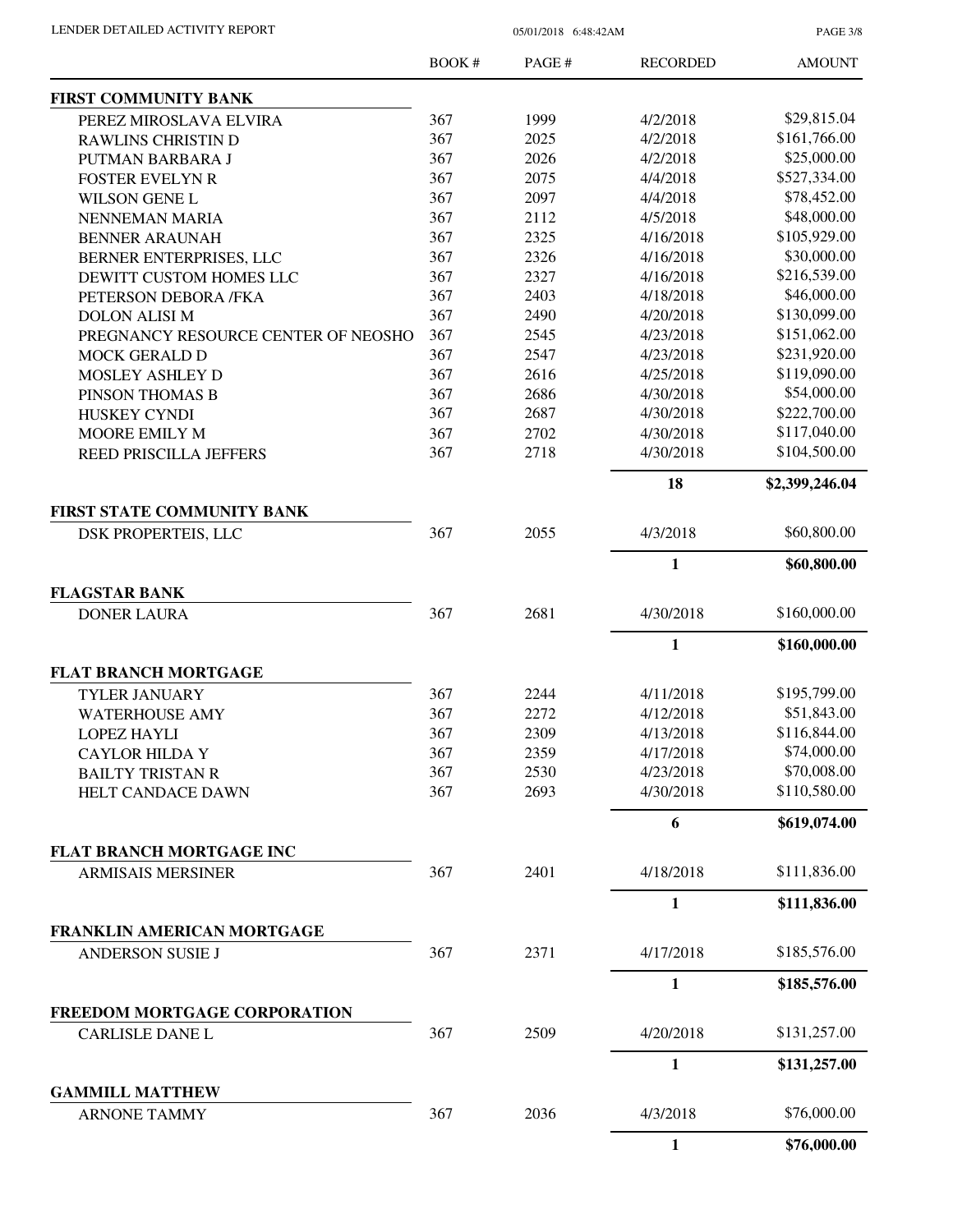| | BOOK # | PAGE # | RECORDED | AMOUNT |
|---|---|---|---|---|
| **FIRST COMMUNITY BANK** | | | | |
| PEREZ MIROSLAVA ELVIRA | 367 | 1999 | 4/2/2018 | $29,815.04 |
| RAWLINS CHRISTIN D | 367 | 2025 | 4/2/2018 | $161,766.00 |
| PUTMAN BARBARA J | 367 | 2026 | 4/2/2018 | $25,000.00 |
| FOSTER EVELYN R | 367 | 2075 | 4/4/2018 | $527,334.00 |
| WILSON GENE L | 367 | 2097 | 4/4/2018 | $78,452.00 |
| NENNEMAN MARIA | 367 | 2112 | 4/5/2018 | $48,000.00 |
| BENNER ARAUNAH | 367 | 2325 | 4/16/2018 | $105,929.00 |
| BERNER ENTERPRISES, LLC | 367 | 2326 | 4/16/2018 | $30,000.00 |
| DEWITT CUSTOM HOMES LLC | 367 | 2327 | 4/16/2018 | $216,539.00 |
| PETERSON DEBORA /FKA | 367 | 2403 | 4/18/2018 | $46,000.00 |
| DOLON ALISI M | 367 | 2490 | 4/20/2018 | $130,099.00 |
| PREGNANCY RESOURCE CENTER OF NEOSHO | 367 | 2545 | 4/23/2018 | $151,062.00 |
| MOCK GERALD D | 367 | 2547 | 4/23/2018 | $231,920.00 |
| MOSLEY ASHLEY D | 367 | 2616 | 4/25/2018 | $119,090.00 |
| PINSON THOMAS B | 367 | 2686 | 4/30/2018 | $54,000.00 |
| HUSKEY CYNDI | 367 | 2687 | 4/30/2018 | $222,700.00 |
| MOORE EMILY M | 367 | 2702 | 4/30/2018 | $117,040.00 |
| REED PRISCILLA JEFFERS | 367 | 2718 | 4/30/2018 | $104,500.00 |
| | | | **18** | **$2,399,246.04** |
| **FIRST STATE COMMUNITY BANK** | | | | |
| DSK PROPERTEIS, LLC | 367 | 2055 | 4/3/2018 | $60,800.00 |
| | | | **1** | **$60,800.00** |
| **FLAGSTAR BANK** | | | | |
| DONER LAURA | 367 | 2681 | 4/30/2018 | $160,000.00 |
| | | | **1** | **$160,000.00** |
| **FLAT BRANCH MORTGAGE** | | | | |
| TYLER JANUARY | 367 | 2244 | 4/11/2018 | $195,799.00 |
| WATERHOUSE AMY | 367 | 2272 | 4/12/2018 | $51,843.00 |
| LOPEZ HAYLI | 367 | 2309 | 4/13/2018 | $116,844.00 |
| CAYLOR HILDA Y | 367 | 2359 | 4/17/2018 | $74,000.00 |
| BAILTY TRISTAN R | 367 | 2530 | 4/23/2018 | $70,008.00 |
| HELT CANDACE DAWN | 367 | 2693 | 4/30/2018 | $110,580.00 |
| | | | **6** | **$619,074.00** |
| **FLAT BRANCH MORTGAGE INC** | | | | |
| ARMISAIS MERSINER | 367 | 2401 | 4/18/2018 | $111,836.00 |
| | | | **1** | **$111,836.00** |
| **FRANKLIN AMERICAN MORTGAGE** | | | | |
| ANDERSON SUSIE J | 367 | 2371 | 4/17/2018 | $185,576.00 |
| | | | **1** | **$185,576.00** |
| **FREEDOM MORTGAGE CORPORATION** | | | | |
| CARLISLE DANE L | 367 | 2509 | 4/20/2018 | $131,257.00 |
| | | | **1** | **$131,257.00** |
| **GAMMILL MATTHEW** | | | | |
| ARNONE TAMMY | 367 | 2036 | 4/3/2018 | $76,000.00 |
| | | | **1** | **$76,000.00** |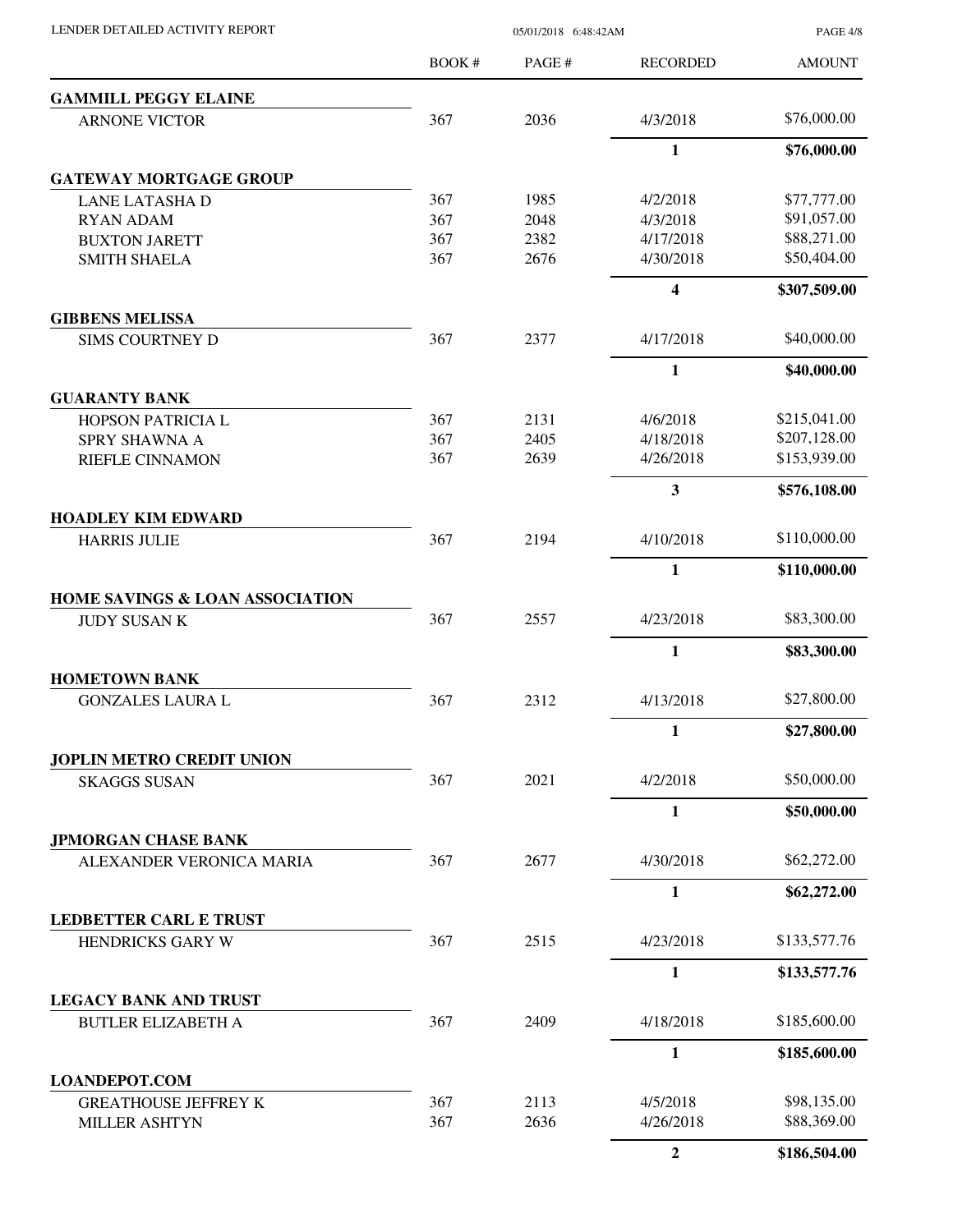| | BOOK # | PAGE # | RECORDED | AMOUNT |
|---|---|---|---|---|
| **GAMMILL PEGGY ELAINE** | | | | |
| ARNONE VICTOR | 367 | 2036 | 4/3/2018 | $76,000.00 |
| | | | **1** | **$76,000.00** |
| **GATEWAY MORTGAGE GROUP** | | | | |
| LANE LATASHA D | 367 | 1985 | 4/2/2018 | $77,777.00 |
| RYAN ADAM | 367 | 2048 | 4/3/2018 | $91,057.00 |
| BUXTON JARETT | 367 | 2382 | 4/17/2018 | $88,271.00 |
| SMITH SHAELA | 367 | 2676 | 4/30/2018 | $50,404.00 |
| | | | **4** | **$307,509.00** |
| **GIBBENS MELISSA** | | | | |
| SIMS COURTNEY D | 367 | 2377 | 4/17/2018 | $40,000.00 |
| | | | **1** | **$40,000.00** |
| **GUARANTY BANK** | | | | |
| HOPSON PATRICIA L | 367 | 2131 | 4/6/2018 | $215,041.00 |
| SPRY SHAWNA A | 367 | 2405 | 4/18/2018 | $207,128.00 |
| RIEFLE CINNAMON | 367 | 2639 | 4/26/2018 | $153,939.00 |
| | | | **3** | **$576,108.00** |
| **HOADLEY KIM EDWARD** | | | | |
| HARRIS JULIE | 367 | 2194 | 4/10/2018 | $110,000.00 |
| | | | **1** | **$110,000.00** |
| **HOME SAVINGS & LOAN ASSOCIATION** | | | | |
| JUDY SUSAN K | 367 | 2557 | 4/23/2018 | $83,300.00 |
| | | | **1** | **$83,300.00** |
| **HOMETOWN BANK** | | | | |
| GONZALES LAURA L | 367 | 2312 | 4/13/2018 | $27,800.00 |
| | | | **1** | **$27,800.00** |
| **JOPLIN METRO CREDIT UNION** | | | | |
| SKAGGS SUSAN | 367 | 2021 | 4/2/2018 | $50,000.00 |
| | | | **1** | **$50,000.00** |
| **JPMORGAN CHASE BANK** | | | | |
| ALEXANDER VERONICA MARIA | 367 | 2677 | 4/30/2018 | $62,272.00 |
| | | | **1** | **$62,272.00** |
| **LEDBETTER CARL E TRUST** | | | | |
| HENDRICKS GARY W | 367 | 2515 | 4/23/2018 | $133,577.76 |
| | | | **1** | **$133,577.76** |
| **LEGACY BANK AND TRUST** | | | | |
| BUTLER ELIZABETH A | 367 | 2409 | 4/18/2018 | $185,600.00 |
| | | | **1** | **$185,600.00** |
| **LOANDEPOT.COM** | | | | |
| GREATHOUSE JEFFREY K | 367 | 2113 | 4/5/2018 | $98,135.00 |
| MILLER ASHTYN | 367 | 2636 | 4/26/2018 | $88,369.00 |
| | | | **2** | **$186,504.00** |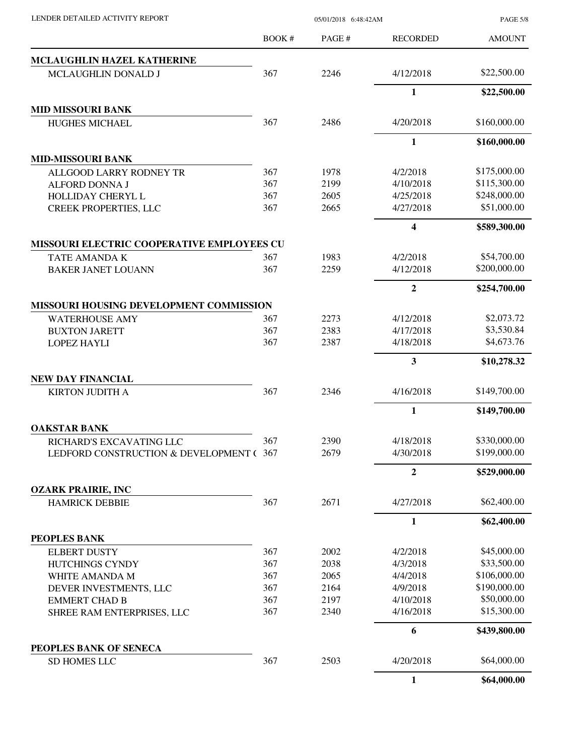| | BOOK # | PAGE # | RECORDED | AMOUNT |
|---|---|---|---|---|
| **MCLAUGHLIN HAZEL KATHERINE** | | | | |
| MCLAUGHLIN DONALD J | 367 | 2246 | 4/12/2018 | $22,500.00 |
| | | | **1** | **$22,500.00** |
| **MID MISSOURI BANK** | | | | |
| HUGHES MICHAEL | 367 | 2486 | 4/20/2018 | $160,000.00 |
| | | | **1** | **$160,000.00** |
| **MID-MISSOURI BANK** | | | | |
| ALLGOOD LARRY RODNEY TR | 367 | 1978 | 4/2/2018 | $175,000.00 |
| ALFORD DONNA J | 367 | 2199 | 4/10/2018 | $115,300.00 |
| HOLLIDAY CHERYL L | 367 | 2605 | 4/25/2018 | $248,000.00 |
| CREEK PROPERTIES, LLC | 367 | 2665 | 4/27/2018 | $51,000.00 |
| | | | **4** | **$589,300.00** |
| **MISSOURI ELECTRIC COOPERATIVE EMPLOYEES CU** | | | | |
| TATE AMANDA K | 367 | 1983 | 4/2/2018 | $54,700.00 |
| BAKER JANET LOUANN | 367 | 2259 | 4/12/2018 | $200,000.00 |
| | | | **2** | **$254,700.00** |
| **MISSOURI HOUSING DEVELOPMENT COMMISSION** | | | | |
| WATERHOUSE AMY | 367 | 2273 | 4/12/2018 | $2,073.72 |
| BUXTON JARETT | 367 | 2383 | 4/17/2018 | $3,530.84 |
| LOPEZ HAYLI | 367 | 2387 | 4/18/2018 | $4,673.76 |
| | | | **3** | **$10,278.32** |
| **NEW DAY FINANCIAL** | | | | |
| KIRTON JUDITH A | 367 | 2346 | 4/16/2018 | $149,700.00 |
| | | | **1** | **$149,700.00** |
| **OAKSTAR BANK** | | | | |
| RICHARD'S EXCAVATING LLC | 367 | 2390 | 4/18/2018 | $330,000.00 |
| LEDFORD CONSTRUCTION & DEVELOPMENT ( | 367 | 2679 | 4/30/2018 | $199,000.00 |
| | | | **2** | **$529,000.00** |
| **OZARK PRAIRIE, INC** | | | | |
| HAMRICK DEBBIE | 367 | 2671 | 4/27/2018 | $62,400.00 |
| | | | **1** | **$62,400.00** |
| **PEOPLES BANK** | | | | |
| ELBERT DUSTY | 367 | 2002 | 4/2/2018 | $45,000.00 |
| HUTCHINGS CYNDY | 367 | 2038 | 4/3/2018 | $33,500.00 |
| WHITE AMANDA M | 367 | 2065 | 4/4/2018 | $106,000.00 |
| DEVER INVESTMENTS, LLC | 367 | 2164 | 4/9/2018 | $190,000.00 |
| EMMERT CHAD B | 367 | 2197 | 4/10/2018 | $50,000.00 |
| SHREE RAM ENTERPRISES, LLC | 367 | 2340 | 4/16/2018 | $15,300.00 |
| | | | **6** | **$439,800.00** |
| **PEOPLES BANK OF SENECA** | | | | |
| SD HOMES LLC | 367 | 2503 | 4/20/2018 | $64,000.00 |
| | | | **1** | **$64,000.00** |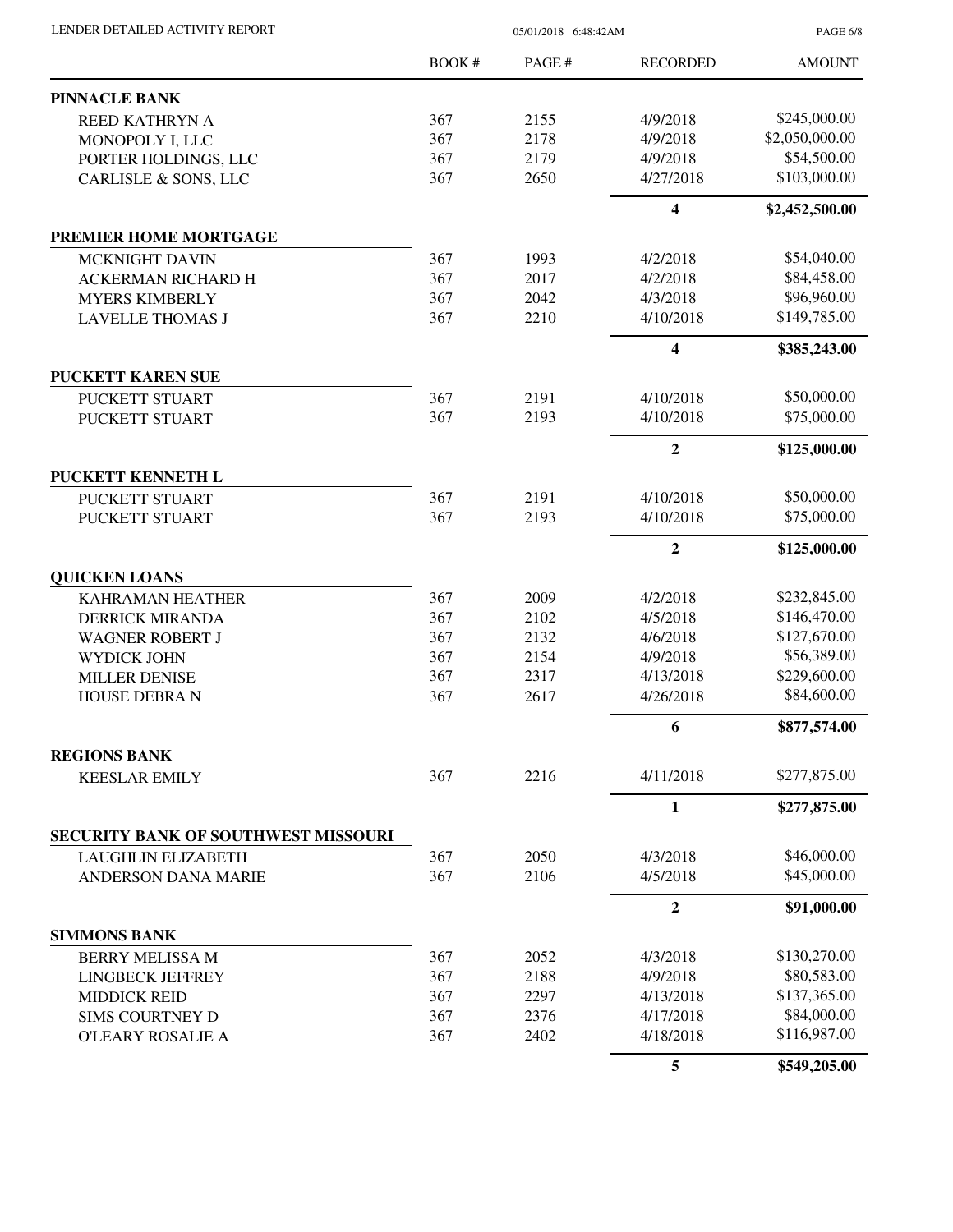| | BOOK # | PAGE # | RECORDED | AMOUNT |
|---|---|---|---|---|
| **PINNACLE BANK** | | | | |
| REED KATHRYN A | 367 | 2155 | 4/9/2018 | $245,000.00 |
| MONOPOLY I, LLC | 367 | 2178 | 4/9/2018 | $2,050,000.00 |
| PORTER HOLDINGS, LLC | 367 | 2179 | 4/9/2018 | $54,500.00 |
| CARLISLE & SONS, LLC | 367 | 2650 | 4/27/2018 | $103,000.00 |
| | | | **4** | **$2,452,500.00** |
| **PREMIER HOME MORTGAGE** | | | | |
| MCKNIGHT DAVIN | 367 | 1993 | 4/2/2018 | $54,040.00 |
| ACKERMAN RICHARD H | 367 | 2017 | 4/2/2018 | $84,458.00 |
| MYERS KIMBERLY | 367 | 2042 | 4/3/2018 | $96,960.00 |
| LAVELLE THOMAS J | 367 | 2210 | 4/10/2018 | $149,785.00 |
| | | | **4** | **$385,243.00** |
| **PUCKETT KAREN SUE** | | | | |
| PUCKETT STUART | 367 | 2191 | 4/10/2018 | $50,000.00 |
| PUCKETT STUART | 367 | 2193 | 4/10/2018 | $75,000.00 |
| | | | **2** | **$125,000.00** |
| **PUCKETT KENNETH L** | | | | |
| PUCKETT STUART | 367 | 2191 | 4/10/2018 | $50,000.00 |
| PUCKETT STUART | 367 | 2193 | 4/10/2018 | $75,000.00 |
| | | | **2** | **$125,000.00** |
| **QUICKEN LOANS** | | | | |
| KAHRAMAN HEATHER | 367 | 2009 | 4/2/2018 | $232,845.00 |
| DERRICK MIRANDA | 367 | 2102 | 4/5/2018 | $146,470.00 |
| WAGNER ROBERT J | 367 | 2132 | 4/6/2018 | $127,670.00 |
| WYDICK JOHN | 367 | 2154 | 4/9/2018 | $56,389.00 |
| MILLER DENISE | 367 | 2317 | 4/13/2018 | $229,600.00 |
| HOUSE DEBRA N | 367 | 2617 | 4/26/2018 | $84,600.00 |
| | | | **6** | **$877,574.00** |
| **REGIONS BANK** | | | | |
| KEESLAR EMILY | 367 | 2216 | 4/11/2018 | $277,875.00 |
| | | | **1** | **$277,875.00** |
| **SECURITY BANK OF SOUTHWEST MISSOURI** | | | | |
| LAUGHLIN ELIZABETH | 367 | 2050 | 4/3/2018 | $46,000.00 |
| ANDERSON DANA MARIE | 367 | 2106 | 4/5/2018 | $45,000.00 |
| | | | **2** | **$91,000.00** |
| **SIMMONS BANK** | | | | |
| BERRY MELISSA M | 367 | 2052 | 4/3/2018 | $130,270.00 |
| LINGBECK JEFFREY | 367 | 2188 | 4/9/2018 | $80,583.00 |
| MIDDICK REID | 367 | 2297 | 4/13/2018 | $137,365.00 |
| SIMS COURTNEY D | 367 | 2376 | 4/17/2018 | $84,000.00 |
| O'LEARY ROSALIE A | 367 | 2402 | 4/18/2018 | $116,987.00 |
| | | | **5** | **$549,205.00** |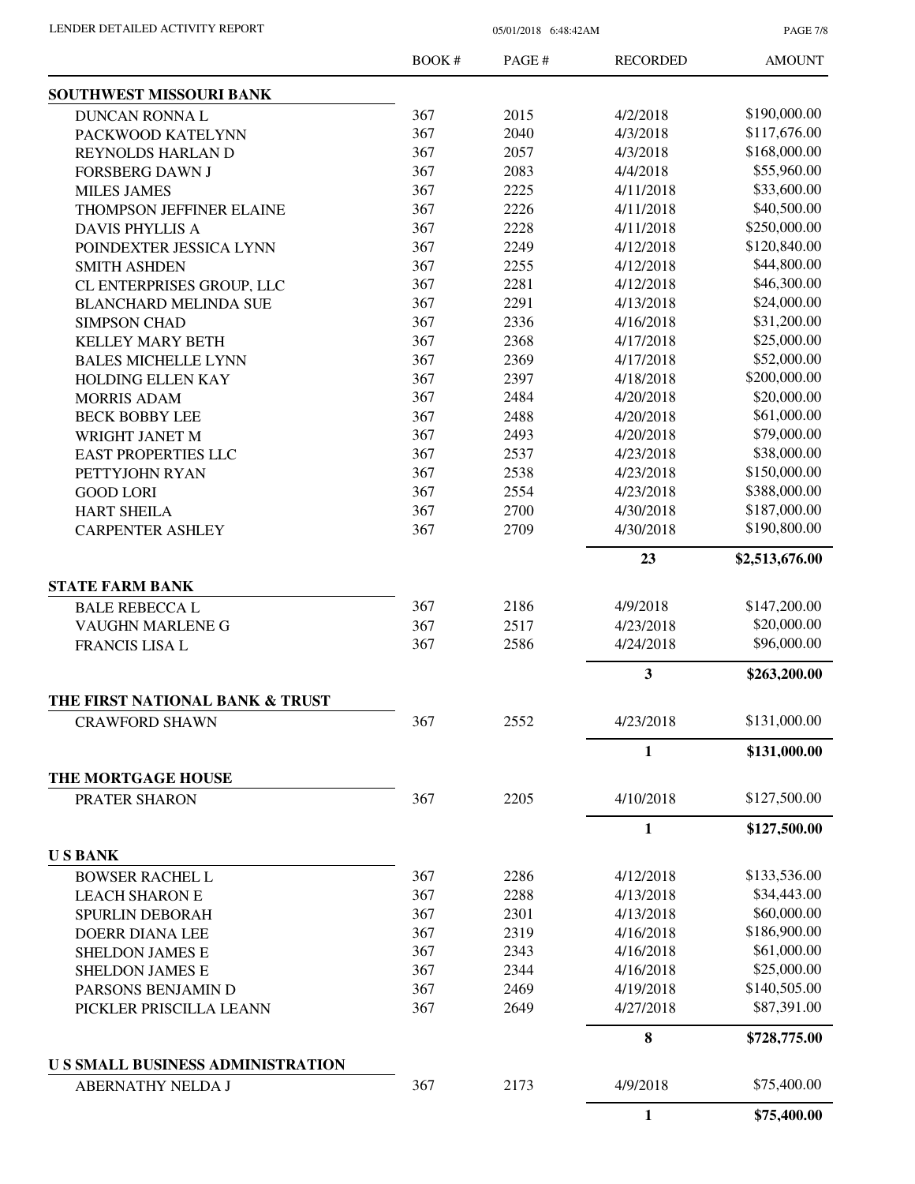| | BOOK # | PAGE # | RECORDED | AMOUNT |
|---|---|---|---|---|
| **SOUTHWEST MISSOURI BANK** | | | | |
| DUNCAN RONNA L | 367 | 2015 | 4/2/2018 | $190,000.00 |
| PACKWOOD KATELYNN | 367 | 2040 | 4/3/2018 | $117,676.00 |
| REYNOLDS HARLAN D | 367 | 2057 | 4/3/2018 | $168,000.00 |
| FORSBERG DAWN J | 367 | 2083 | 4/4/2018 | $55,960.00 |
| MILES JAMES | 367 | 2225 | 4/11/2018 | $33,600.00 |
| THOMPSON JEFFINER ELAINE | 367 | 2226 | 4/11/2018 | $40,500.00 |
| DAVIS PHYLLIS A | 367 | 2228 | 4/11/2018 | $250,000.00 |
| POINDEXTER JESSICA LYNN | 367 | 2249 | 4/12/2018 | $120,840.00 |
| SMITH ASHDEN | 367 | 2255 | 4/12/2018 | $44,800.00 |
| CL ENTERPRISES GROUP, LLC | 367 | 2281 | 4/12/2018 | $46,300.00 |
| BLANCHARD MELINDA SUE | 367 | 2291 | 4/13/2018 | $24,000.00 |
| SIMPSON CHAD | 367 | 2336 | 4/16/2018 | $31,200.00 |
| KELLEY MARY BETH | 367 | 2368 | 4/17/2018 | $25,000.00 |
| BALES MICHELLE LYNN | 367 | 2369 | 4/17/2018 | $52,000.00 |
| HOLDING ELLEN KAY | 367 | 2397 | 4/18/2018 | $200,000.00 |
| MORRIS ADAM | 367 | 2484 | 4/20/2018 | $20,000.00 |
| BECK BOBBY LEE | 367 | 2488 | 4/20/2018 | $61,000.00 |
| WRIGHT JANET M | 367 | 2493 | 4/20/2018 | $79,000.00 |
| EAST PROPERTIES LLC | 367 | 2537 | 4/23/2018 | $38,000.00 |
| PETTYJOHN RYAN | 367 | 2538 | 4/23/2018 | $150,000.00 |
| GOOD LORI | 367 | 2554 | 4/23/2018 | $388,000.00 |
| HART SHEILA | 367 | 2700 | 4/30/2018 | $187,000.00 |
| CARPENTER ASHLEY | 367 | 2709 | 4/30/2018 | $190,800.00 |
| | | | **23** | **$2,513,676.00** |
| **STATE FARM BANK** | | | | |
| BALE REBECCA L | 367 | 2186 | 4/9/2018 | $147,200.00 |
| VAUGHN MARLENE G | 367 | 2517 | 4/23/2018 | $20,000.00 |
| FRANCIS LISA L | 367 | 2586 | 4/24/2018 | $96,000.00 |
| | | | **3** | **$263,200.00** |
| **THE FIRST NATIONAL BANK & TRUST** | | | | |
| CRAWFORD SHAWN | 367 | 2552 | 4/23/2018 | $131,000.00 |
| | | | **1** | **$131,000.00** |
| **THE MORTGAGE HOUSE** | | | | |
| PRATER SHARON | 367 | 2205 | 4/10/2018 | $127,500.00 |
| | | | **1** | **$127,500.00** |
| **U S BANK** | | | | |
| BOWSER RACHEL L | 367 | 2286 | 4/12/2018 | $133,536.00 |
| LEACH SHARON E | 367 | 2288 | 4/13/2018 | $34,443.00 |
| SPURLIN DEBORAH | 367 | 2301 | 4/13/2018 | $60,000.00 |
| DOERR DIANA LEE | 367 | 2319 | 4/16/2018 | $186,900.00 |
| SHELDON JAMES E | 367 | 2343 | 4/16/2018 | $61,000.00 |
| SHELDON JAMES E | 367 | 2344 | 4/16/2018 | $25,000.00 |
| PARSONS BENJAMIN D | 367 | 2469 | 4/19/2018 | $140,505.00 |
| PICKLER PRISCILLA LEANN | 367 | 2649 | 4/27/2018 | $87,391.00 |
| | | | **8** | **$728,775.00** |
| **U S SMALL BUSINESS ADMINISTRATION** | | | | |
| ABERNATHY NELDA J | 367 | 2173 | 4/9/2018 | $75,400.00 |
| | | | **1** | **$75,400.00** |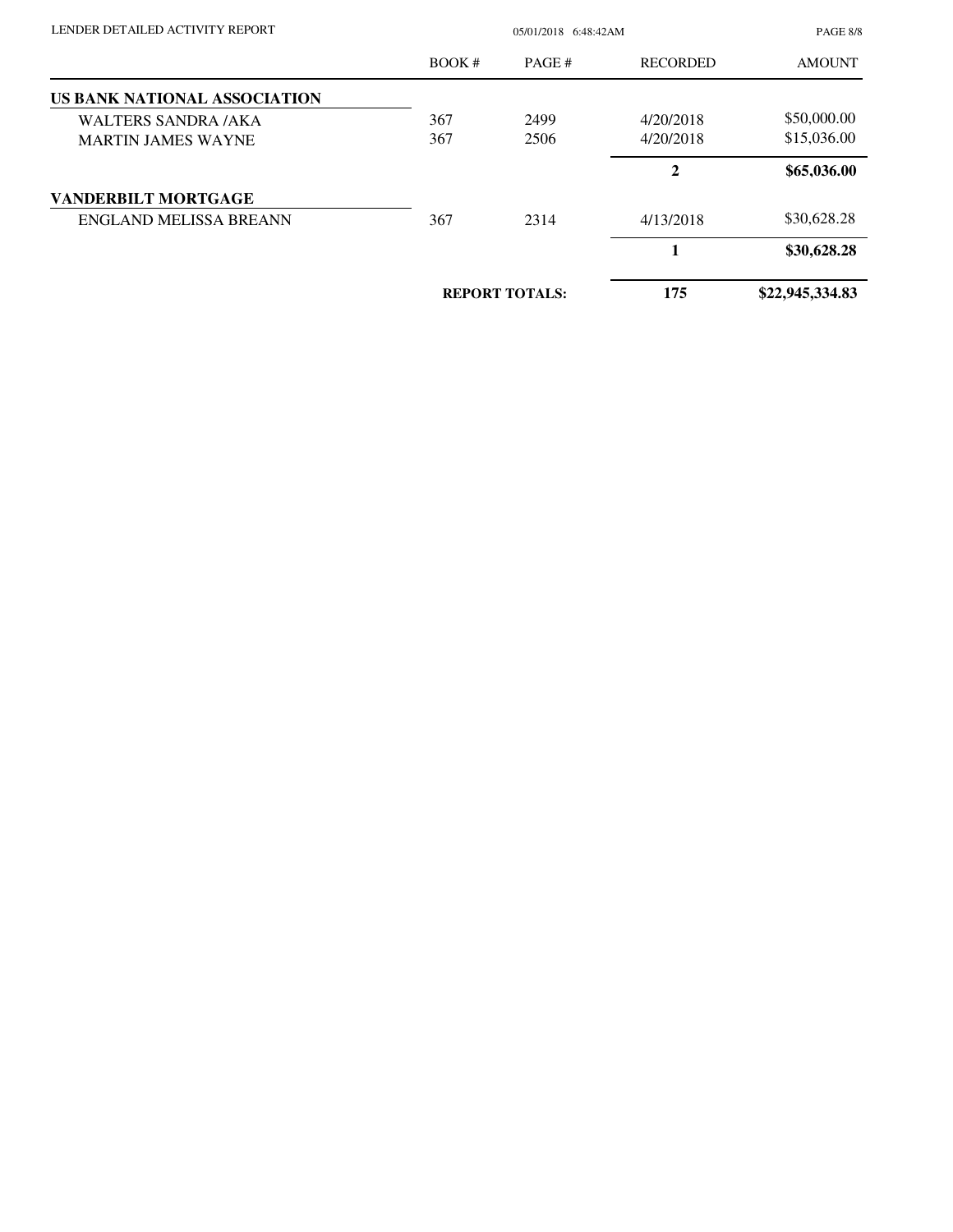| | BOOK # | PAGE # | RECORDED | AMOUNT |
|---|---|---|---|---|
| **US BANK NATIONAL ASSOCIATION** | | | | |
| WALTERS SANDRA /AKA | 367 | 2499 | 4/20/2018 | $50,000.00 |
| MARTIN JAMES WAYNE | 367 | 2506 | 4/20/2018 | $15,036.00 |
| | | | **2** | **$65,036.00** |
| **VANDERBILT MORTGAGE** | | | | |
| ENGLAND MELISSA BREANN | 367 | 2314 | 4/13/2018 | $30,628.28 |
| | | | **1** | **$30,628.28** |
| | **REPORT TOTALS:** | | **175** | **$22,945,334.83** |